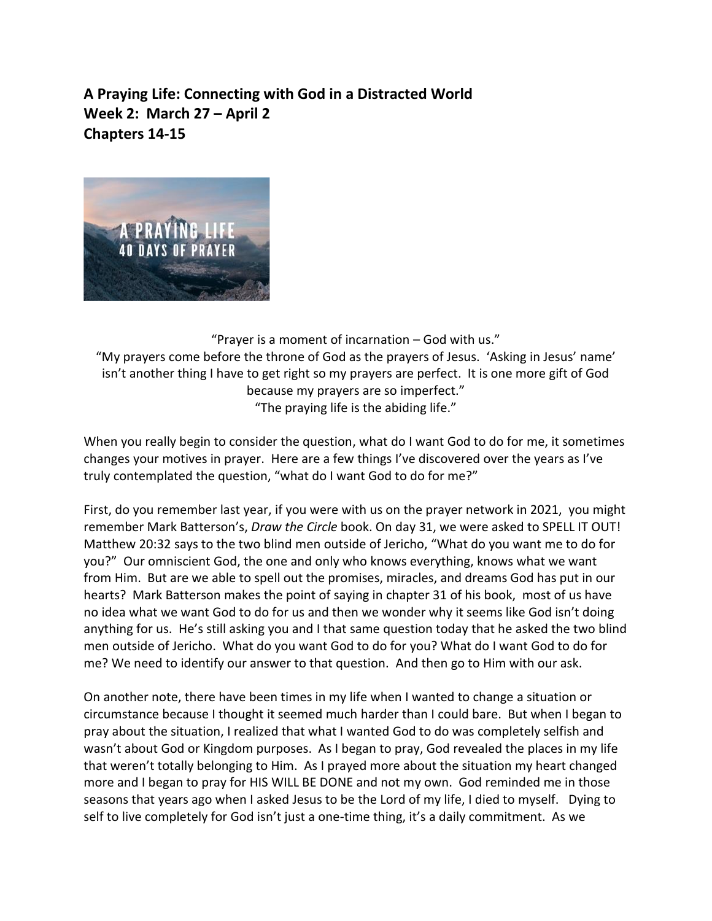**A Praying Life: Connecting with God in a Distracted World**
**Week 2: March 27 – April 2**
**Chapters 14-15**

"Prayer is a moment of incarnation – God with us."
"My prayers come before the throne of God as the prayers of Jesus. 'Asking in Jesus' name' isn't another thing I have to get right so my prayers are perfect. It is one more gift of God because my prayers are so imperfect."
"The praying life is the abiding life."

When you really begin to consider the question, what do I want God to do for me, it sometimes changes your motives in prayer. Here are a few things I've discovered over the years as I've truly contemplated the question, "what do I want God to do for me?"

First, do you remember last year, if you were with us on the prayer network in 2021, you might remember Mark Batterson's, *Draw the Circle* book. On day 31, we were asked to SPELL IT OUT! Matthew 20:32 says to the two blind men outside of Jericho, "What do you want me to do for you?" Our omniscient God, the one and only who knows everything, knows what we want from Him. But are we able to spell out the promises, miracles, and dreams God has put in our hearts? Mark Batterson makes the point of saying in chapter 31 of his book, most of us have no idea what we want God to do for us and then we wonder why it seems like God isn't doing anything for us. He's still asking you and I that same question today that he asked the two blind men outside of Jericho. What do you want God to do for you? What do I want God to do for me? We need to identify our answer to that question. And then go to Him with our ask.

On another note, there have been times in my life when I wanted to change a situation or circumstance because I thought it seemed much harder than I could bare. But when I began to pray about the situation, I realized that what I wanted God to do was completely selfish and wasn't about God or Kingdom purposes. As I began to pray, God revealed the places in my life that weren't totally belonging to Him. As I prayed more about the situation my heart changed more and I began to pray for HIS WILL BE DONE and not my own. God reminded me in those seasons that years ago when I asked Jesus to be the Lord of my life, I died to myself. Dying to self to live completely for God isn't just a one-time thing, it's a daily commitment. As we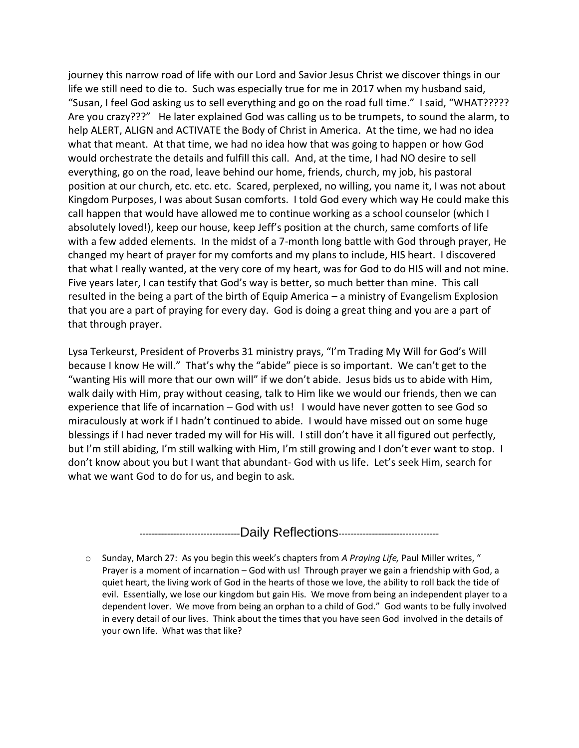journey this narrow road of life with our Lord and Savior Jesus Christ we discover things in our life we still need to die to. Such was especially true for me in 2017 when my husband said, "Susan, I feel God asking us to sell everything and go on the road full time." I said, "WHAT????? Are you crazy???" He later explained God was calling us to be trumpets, to sound the alarm, to help ALERT, ALIGN and ACTIVATE the Body of Christ in America. At the time, we had no idea what that meant. At that time, we had no idea how that was going to happen or how God would orchestrate the details and fulfill this call. And, at the time, I had NO desire to sell everything, go on the road, leave behind our home, friends, church, my job, his pastoral position at our church, etc. etc. etc. Scared, perplexed, no willing, you name it, I was not about Kingdom Purposes, I was about Susan comforts. I told God every which way He could make this call happen that would have allowed me to continue working as a school counselor (which I absolutely loved!), keep our house, keep Jeff's position at the church, same comforts of life with a few added elements. In the midst of a 7-month long battle with God through prayer, He changed my heart of prayer for my comforts and my plans to include, HIS heart. I discovered that what I really wanted, at the very core of my heart, was for God to do HIS will and not mine. Five years later, I can testify that God's way is better, so much better than mine. This call resulted in the being a part of the birth of Equip America – a ministry of Evangelism Explosion that you are a part of praying for every day. God is doing a great thing and you are a part of that through prayer.

Lysa Terkeurst, President of Proverbs 31 ministry prays, "I'm Trading My Will for God's Will because I know He will." That's why the "abide" piece is so important. We can't get to the "wanting His will more that our own will" if we don't abide. Jesus bids us to abide with Him, walk daily with Him, pray without ceasing, talk to Him like we would our friends, then we can experience that life of incarnation – God with us! I would have never gotten to see God so miraculously at work if I hadn't continued to abide. I would have missed out on some huge blessings if I had never traded my will for His will. I still don't have it all figured out perfectly, but I'm still abiding, I'm still walking with Him, I'm still growing and I don't ever want to stop. I don't know about you but I want that abundant- God with us life. Let's seek Him, search for what we want God to do for us, and begin to ask.

## --------------------------------Daily Reflections--------------------------------

- Sunday, March 27: As you begin this week's chapters from *A Praying Life,* Paul Miller writes, " Prayer is a moment of incarnation – God with us! Through prayer we gain a friendship with God, a quiet heart, the living work of God in the hearts of those we love, the ability to roll back the tide of evil. Essentially, we lose our kingdom but gain His. We move from being an independent player to a dependent lover. We move from being an orphan to a child of God." God wants to be fully involved in every detail of our lives. Think about the times that you have seen God involved in the details of your own life. What was that like?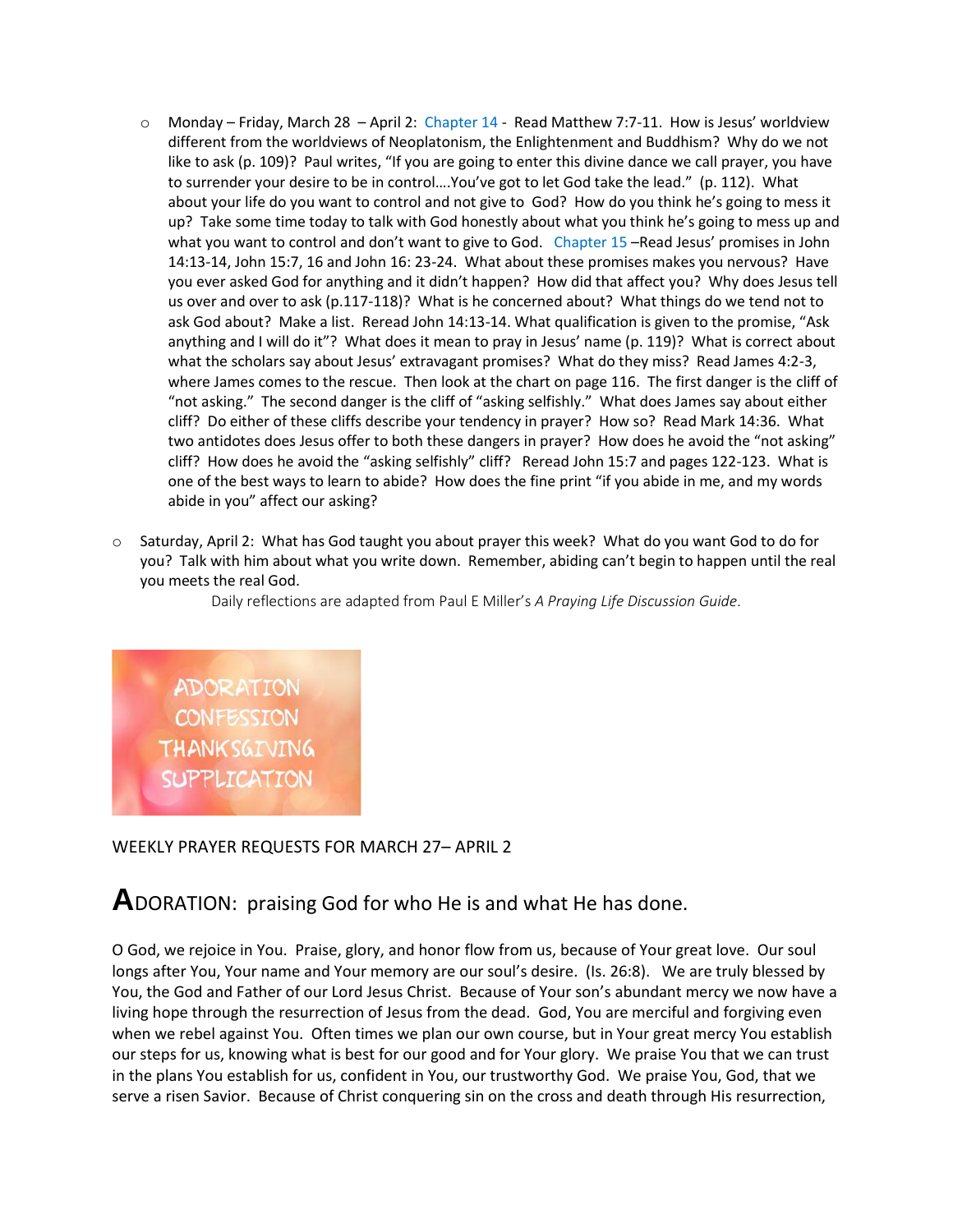- Monday – Friday, March 28 – April 2: Chapter 14 - Read Matthew 7:7-11. How is Jesus' worldview different from the worldviews of Neoplatonism, the Enlightenment and Buddhism? Why do we not like to ask (p. 109)? Paul writes, "If you are going to enter this divine dance we call prayer, you have to surrender your desire to be in control….You've got to let God take the lead." (p. 112). What about your life do you want to control and not give to God? How do you think he's going to mess it up? Take some time today to talk with God honestly about what you think he's going to mess up and what you want to control and don't want to give to God. Chapter 15 –Read Jesus' promises in John 14:13-14, John 15:7, 16 and John 16: 23-24. What about these promises makes you nervous? Have you ever asked God for anything and it didn't happen? How did that affect you? Why does Jesus tell us over and over to ask (p.117-118)? What is he concerned about? What things do we tend not to ask God about? Make a list. Reread John 14:13-14. What qualification is given to the promise, "Ask anything and I will do it"? What does it mean to pray in Jesus' name (p. 119)? What is correct about what the scholars say about Jesus' extravagant promises? What do they miss? Read James 4:2-3, where James comes to the rescue. Then look at the chart on page 116. The first danger is the cliff of "not asking." The second danger is the cliff of "asking selfishly." What does James say about either cliff? Do either of these cliffs describe your tendency in prayer? How so? Read Mark 14:36. What two antidotes does Jesus offer to both these dangers in prayer? How does he avoid the "not asking" cliff? How does he avoid the "asking selfishly" cliff? Reread John 15:7 and pages 122-123. What is one of the best ways to learn to abide? How does the fine print "if you abide in me, and my words abide in you" affect our asking?

- Saturday, April 2: What has God taught you about prayer this week? What do you want God to do for you? Talk with him about what you write down. Remember, abiding can't begin to happen until the real you meets the real God.

Daily reflections are adapted from Paul E Miller's *A Praying Life Discussion Guide*.

ADORATION
CONFESSION
THANKSGIVING
SUPPLICATION

WEEKLY PRAYER REQUESTS FOR MARCH 27– APRIL 2

## **A**DORATION: praising God for who He is and what He has done.

O God, we rejoice in You. Praise, glory, and honor flow from us, because of Your great love. Our soul longs after You, Your name and Your memory are our soul's desire. (Is. 26:8). We are truly blessed by You, the God and Father of our Lord Jesus Christ. Because of Your son's abundant mercy we now have a living hope through the resurrection of Jesus from the dead. God, You are merciful and forgiving even when we rebel against You. Often times we plan our own course, but in Your great mercy You establish our steps for us, knowing what is best for our good and for Your glory. We praise You that we can trust in the plans You establish for us, confident in You, our trustworthy God. We praise You, God, that we serve a risen Savior. Because of Christ conquering sin on the cross and death through His resurrection,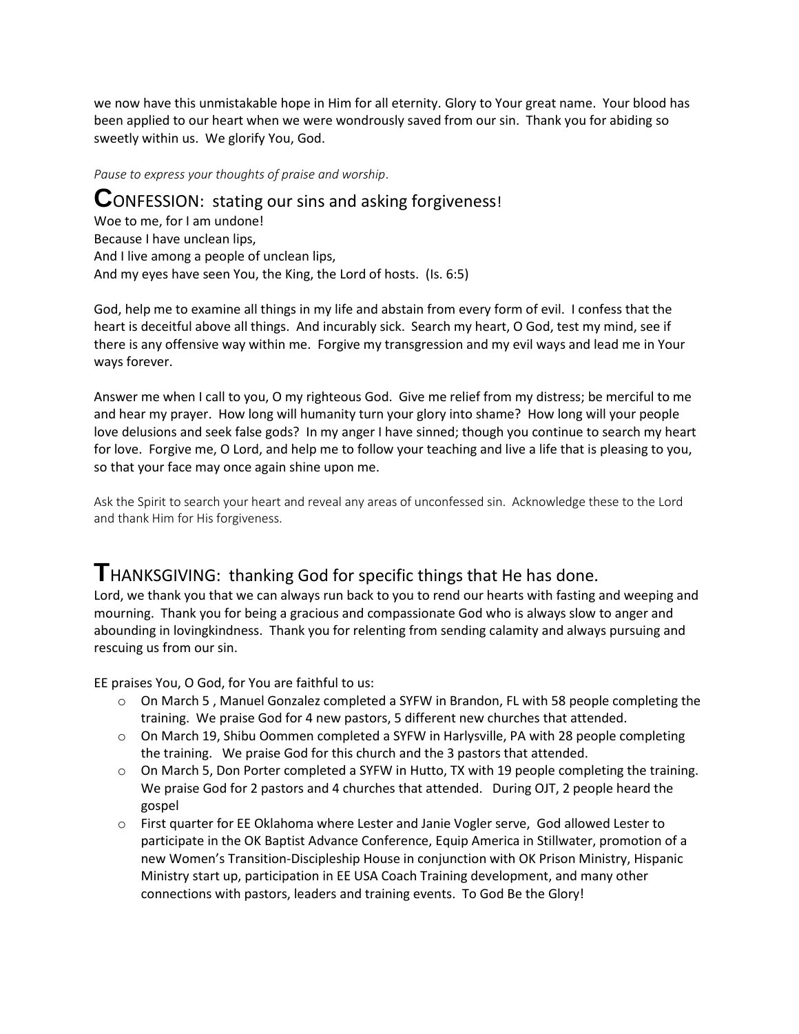we now have this unmistakable hope in Him for all eternity. Glory to Your great name. Your blood has been applied to our heart when we were wondrously saved from our sin. Thank you for abiding so sweetly within us. We glorify You, God.

*Pause to express your thoughts of praise and worship.*

## **C**ONFESSION: stating our sins and asking forgiveness!

Woe to me, for I am undone!
Because I have unclean lips,
And I live among a people of unclean lips,
And my eyes have seen You, the King, the Lord of hosts. (Is. 6:5)

God, help me to examine all things in my life and abstain from every form of evil. I confess that the heart is deceitful above all things. And incurably sick. Search my heart, O God, test my mind, see if there is any offensive way within me. Forgive my transgression and my evil ways and lead me in Your ways forever.

Answer me when I call to you, O my righteous God. Give me relief from my distress; be merciful to me and hear my prayer. How long will humanity turn your glory into shame? How long will your people love delusions and seek false gods? In my anger I have sinned; though you continue to search my heart for love. Forgive me, O Lord, and help me to follow your teaching and live a life that is pleasing to you, so that your face may once again shine upon me.

Ask the Spirit to search your heart and reveal any areas of unconfessed sin. Acknowledge these to the Lord and thank Him for His forgiveness.

## **T**HANKSGIVING: thanking God for specific things that He has done.

Lord, we thank you that we can always run back to you to rend our hearts with fasting and weeping and mourning. Thank you for being a gracious and compassionate God who is always slow to anger and abounding in lovingkindness. Thank you for relenting from sending calamity and always pursuing and rescuing us from our sin.

EE praises You, O God, for You are faithful to us:

- On March 5 , Manuel Gonzalez completed a SYFW in Brandon, FL with 58 people completing the training. We praise God for 4 new pastors, 5 different new churches that attended.
- On March 19, Shibu Oommen completed a SYFW in Harlysville, PA with 28 people completing the training. We praise God for this church and the 3 pastors that attended.
- On March 5, Don Porter completed a SYFW in Hutto, TX with 19 people completing the training. We praise God for 2 pastors and 4 churches that attended. During OJT, 2 people heard the gospel
- First quarter for EE Oklahoma where Lester and Janie Vogler serve, God allowed Lester to participate in the OK Baptist Advance Conference, Equip America in Stillwater, promotion of a new Women's Transition-Discipleship House in conjunction with OK Prison Ministry, Hispanic Ministry start up, participation in EE USA Coach Training development, and many other connections with pastors, leaders and training events. To God Be the Glory!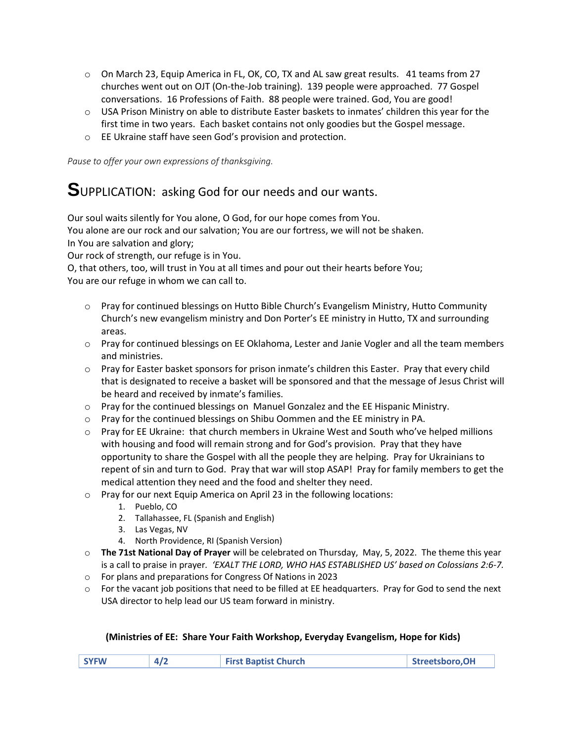- On March 23, Equip America in FL, OK, CO, TX and AL saw great results. 41 teams from 27 churches went out on OJT (On-the-Job training). 139 people were approached. 77 Gospel conversations. 16 Professions of Faith. 88 people were trained. God, You are good!
- USA Prison Ministry on able to distribute Easter baskets to inmates' children this year for the first time in two years. Each basket contains not only goodies but the Gospel message.
- EE Ukraine staff have seen God's provision and protection.

*Pause to offer your own expressions of thanksgiving.*

## SUPPLICATION: asking God for our needs and our wants.

Our soul waits silently for You alone, O God, for our hope comes from You.
You alone are our rock and our salvation; You are our fortress, we will not be shaken.
In You are salvation and glory;
Our rock of strength, our refuge is in You.
O, that others, too, will trust in You at all times and pour out their hearts before You;
You are our refuge in whom we can call to.

- Pray for continued blessings on Hutto Bible Church's Evangelism Ministry, Hutto Community Church's new evangelism ministry and Don Porter's EE ministry in Hutto, TX and surrounding areas.
- Pray for continued blessings on EE Oklahoma, Lester and Janie Vogler and all the team members and ministries.
- Pray for Easter basket sponsors for prison inmate's children this Easter. Pray that every child that is designated to receive a basket will be sponsored and that the message of Jesus Christ will be heard and received by inmate's families.
- Pray for the continued blessings on Manuel Gonzalez and the EE Hispanic Ministry.
- Pray for the continued blessings on Shibu Oommen and the EE ministry in PA.
- Pray for EE Ukraine: that church members in Ukraine West and South who've helped millions with housing and food will remain strong and for God's provision. Pray that they have opportunity to share the Gospel with all the people they are helping. Pray for Ukrainians to repent of sin and turn to God. Pray that war will stop ASAP! Pray for family members to get the medical attention they need and the food and shelter they need.
- Pray for our next Equip America on April 23 in the following locations:
  1. Pueblo, CO
  2. Tallahassee, FL (Spanish and English)
  3. Las Vegas, NV
  4. North Providence, RI (Spanish Version)
- **The 71st National Day of Prayer** will be celebrated on Thursday, May, 5, 2022. The theme this year is a call to praise in prayer. *'EXALT THE LORD, WHO HAS ESTABLISHED US' based on Colossians 2:6-7.*
- For plans and preparations for Congress Of Nations in 2023
- For the vacant job positions that need to be filled at EE headquarters. Pray for God to send the next USA director to help lead our US team forward in ministry.

**(Ministries of EE: Share Your Faith Workshop, Everyday Evangelism, Hope for Kids)**

| SYFW | 4/2 | First Baptist Church | Streetsboro,OH |
|---|---|---|---|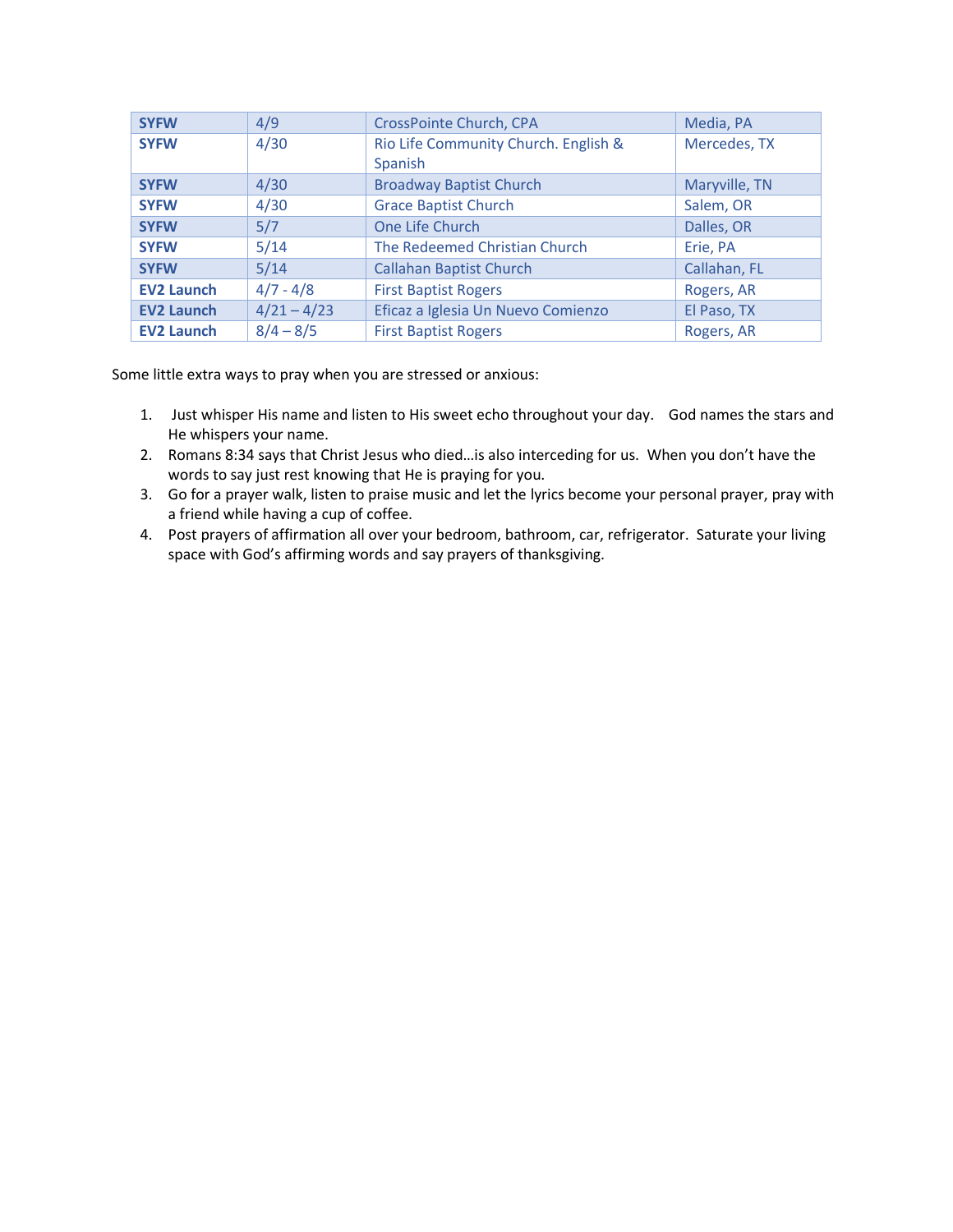| | | | |
|---|---|---|---|
| **SYFW** | 4/9 | CrossPointe Church, CPA | Media, PA |
| **SYFW** | 4/30 | Rio Life Community Church. English & Spanish | Mercedes, TX |
| **SYFW** | 4/30 | Broadway Baptist Church | Maryville, TN |
| **SYFW** | 4/30 | Grace Baptist Church | Salem, OR |
| **SYFW** | 5/7 | One Life Church | Dalles, OR |
| **SYFW** | 5/14 | The Redeemed Christian Church | Erie, PA |
| **SYFW** | 5/14 | Callahan Baptist Church | Callahan, FL |
| **EV2 Launch** | 4/7 - 4/8 | First Baptist Rogers | Rogers, AR |
| **EV2 Launch** | 4/21 – 4/23 | Eficaz a Iglesia Un Nuevo Comienzo | El Paso, TX |
| **EV2 Launch** | 8/4 – 8/5 | First Baptist Rogers | Rogers, AR |

Some little extra ways to pray when you are stressed or anxious:

1. Just whisper His name and listen to His sweet echo throughout your day. God names the stars and He whispers your name.
2. Romans 8:34 says that Christ Jesus who died…is also interceding for us. When you don't have the words to say just rest knowing that He is praying for you.
3. Go for a prayer walk, listen to praise music and let the lyrics become your personal prayer, pray with a friend while having a cup of coffee.
4. Post prayers of affirmation all over your bedroom, bathroom, car, refrigerator. Saturate your living space with God's affirming words and say prayers of thanksgiving.